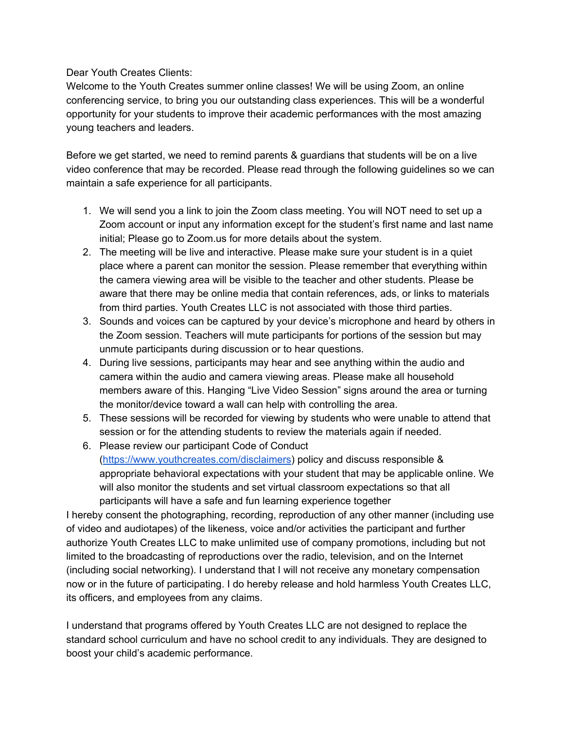Dear Youth Creates Clients:

Welcome to the Youth Creates summer online classes! We will be using Zoom, an online conferencing service, to bring you our outstanding class experiences. This will be a wonderful opportunity for your students to improve their academic performances with the most amazing young teachers and leaders.

Before we get started, we need to remind parents & guardians that students will be on a live video conference that may be recorded. Please read through the following guidelines so we can maintain a safe experience for all participants.

1. We will send you a link to join the Zoom class meeting. You will NOT need to set up a Zoom account or input any information except for the student's first name and last name initial; Please go to Zoom.us for more details about the system.
2. The meeting will be live and interactive. Please make sure your student is in a quiet place where a parent can monitor the session. Please remember that everything within the camera viewing area will be visible to the teacher and other students. Please be aware that there may be online media that contain references, ads, or links to materials from third parties. Youth Creates LLC is not associated with those third parties.
3. Sounds and voices can be captured by your device's microphone and heard by others in the Zoom session. Teachers will mute participants for portions of the session but may unmute participants during discussion or to hear questions.
4. During live sessions, participants may hear and see anything within the audio and camera within the audio and camera viewing areas. Please make all household members aware of this. Hanging "Live Video Session" signs around the area or turning the monitor/device toward a wall can help with controlling the area.
5. These sessions will be recorded for viewing by students who were unable to attend that session or for the attending students to review the materials again if needed.
6. Please review our participant Code of Conduct ([https://www.youthcreates.com/disclaimers](https://www.youthcreates.com/disclaimers)) policy and discuss responsible & appropriate behavioral expectations with your student that may be applicable online. We will also monitor the students and set virtual classroom expectations so that all participants will have a safe and fun learning experience together

I hereby consent the photographing, recording, reproduction of any other manner (including use of video and audiotapes) of the likeness, voice and/or activities the participant and further authorize Youth Creates LLC to make unlimited use of company promotions, including but not limited to the broadcasting of reproductions over the radio, television, and on the Internet (including social networking). I understand that I will not receive any monetary compensation now or in the future of participating. I do hereby release and hold harmless Youth Creates LLC, its officers, and employees from any claims.

I understand that programs offered by Youth Creates LLC are not designed to replace the standard school curriculum and have no school credit to any individuals. They are designed to boost your child's academic performance.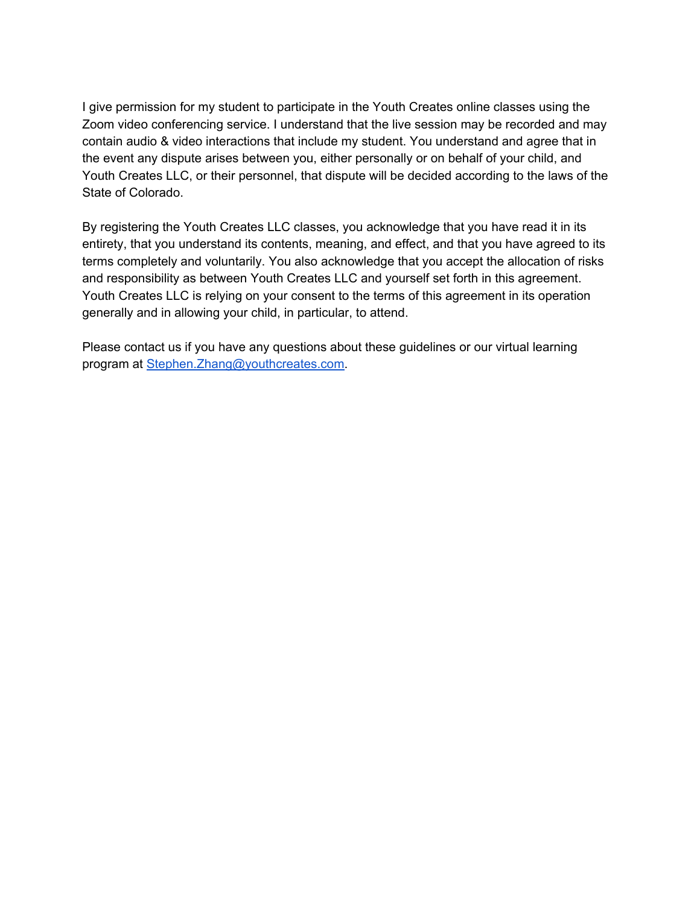I give permission for my student to participate in the Youth Creates online classes using the Zoom video conferencing service. I understand that the live session may be recorded and may contain audio & video interactions that include my student. You understand and agree that in the event any dispute arises between you, either personally or on behalf of your child, and Youth Creates LLC, or their personnel, that dispute will be decided according to the laws of the State of Colorado.

By registering the Youth Creates LLC classes, you acknowledge that you have read it in its entirety, that you understand its contents, meaning, and effect, and that you have agreed to its terms completely and voluntarily. You also acknowledge that you accept the allocation of risks and responsibility as between Youth Creates LLC and yourself set forth in this agreement. Youth Creates LLC is relying on your consent to the terms of this agreement in its operation generally and in allowing your child, in particular, to attend.

Please contact us if you have any questions about these guidelines or our virtual learning program at Stephen.Zhang@youthcreates.com.